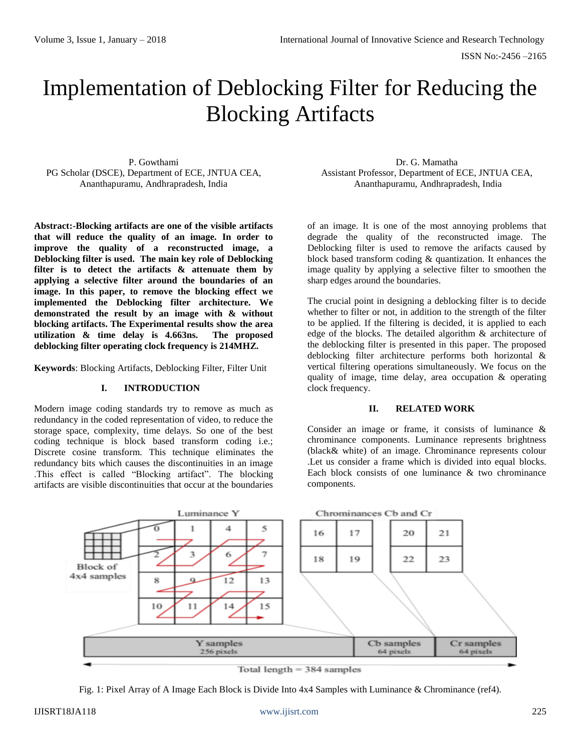# Implementation of Deblocking Filter for Reducing the Blocking Artifacts

P. Gowthami
PG Scholar (DSCE), Department of ECE, JNTUA CEA,
Ananthapuramu, Andhrapradesh, India

Dr. G. Mamatha
Assistant Professor, Department of ECE, JNTUA CEA,
Ananthapuramu, Andhrapradesh, India

**Abstract:-Blocking artifacts are one of the visible artifacts that will reduce the quality of an image. In order to improve the quality of a reconstructed image, a Deblocking filter is used. The main key role of Deblocking filter is to detect the artifacts & attenuate them by applying a selective filter around the boundaries of an image. In this paper, to remove the blocking effect we implemented the Deblocking filter architecture. We demonstrated the result by an image with & without blocking artifacts. The Experimental results show the area utilization & time delay is 4.663ns. The proposed deblocking filter operating clock frequency is 214MHZ.**

**Keywords**: Blocking Artifacts, Deblocking Filter, Filter Unit

## I. INTRODUCTION

Modern image coding standards try to remove as much as redundancy in the coded representation of video, to reduce the storage space, complexity, time delays. So one of the best coding technique is block based transform coding i.e.; Discrete cosine transform. This technique eliminates the redundancy bits which causes the discontinuities in an image .This effect is called "Blocking artifact". The blocking artifacts are visible discontinuities that occur at the boundaries of an image. It is one of the most annoying problems that degrade the quality of the reconstructed image. The Deblocking filter is used to remove the arifacts caused by block based transform coding & quantization. It enhances the image quality by applying a selective filter to smoothen the sharp edges around the boundaries.

The crucial point in designing a deblocking filter is to decide whether to filter or not, in addition to the strength of the filter to be applied. If the filtering is decided, it is applied to each edge of the blocks. The detailed algorithm & architecture of the deblocking filter is presented in this paper. The proposed deblocking filter architecture performs both horizontal & vertical filtering operations simultaneously. We focus on the quality of image, time delay, area occupation & operating clock frequency.

## II. RELATED WORK

Consider an image or frame, it consists of luminance & chrominance components. Luminance represents brightness (black& white) of an image. Chrominance represents colour .Let us consider a frame which is divided into equal blocks. Each block consists of one luminance & two chrominance components.

Fig. 1: Pixel Array of A Image Each Block is Divide Into 4x4 Samples with Luminance & Chrominance (ref4).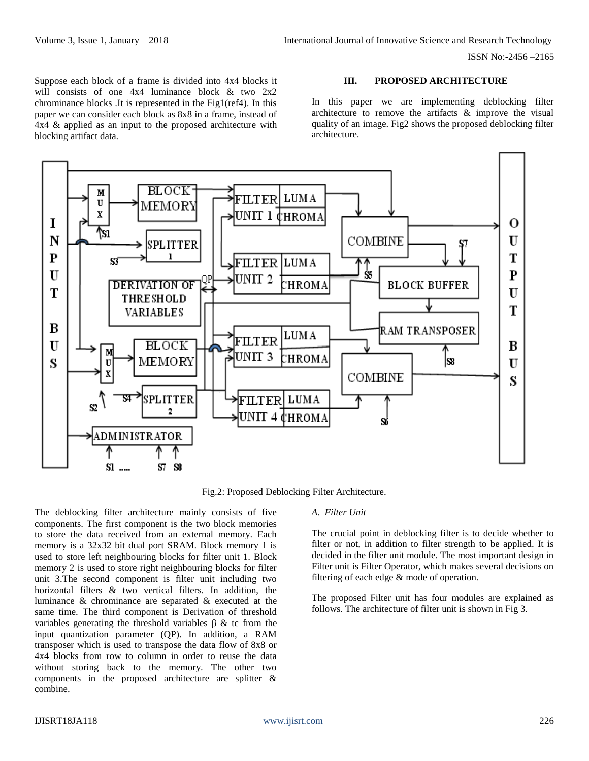Suppose each block of a frame is divided into 4x4 blocks it will consists of one 4x4 luminance block & two 2x2 chrominance blocks .It is represented in the Fig1(ref4). In this paper we can consider each block as 8x8 in a frame, instead of 4x4 & applied as an input to the proposed architecture with blocking artifact data.

## III. PROPOSED ARCHITECTURE

In this paper we are implementing deblocking filter architecture to remove the artifacts & improve the visual quality of an image. Fig2 shows the proposed deblocking filter architecture.

Fig.2: Proposed Deblocking Filter Architecture.

The deblocking filter architecture mainly consists of five components. The first component is the two block memories to store the data received from an external memory. Each memory is a 32x32 bit dual port SRAM. Block memory 1 is used to store left neighbouring blocks for filter unit 1. Block memory 2 is used to store right neighbouring blocks for filter unit 3.The second component is filter unit including two horizontal filters & two vertical filters. In addition, the luminance & chrominance are separated & executed at the same time. The third component is Derivation of threshold variables generating the threshold variables β & tc from the input quantization parameter (QP). In addition, a RAM transposer which is used to transpose the data flow of 8x8 or 4x4 blocks from row to column in order to reuse the data without storing back to the memory. The other two components in the proposed architecture are splitter & combine.

### *A. Filter Unit*

The crucial point in deblocking filter is to decide whether to filter or not, in addition to filter strength to be applied. It is decided in the filter unit module. The most important design in Filter unit is Filter Operator, which makes several decisions on filtering of each edge & mode of operation.

The proposed Filter unit has four modules are explained as follows. The architecture of filter unit is shown in Fig 3.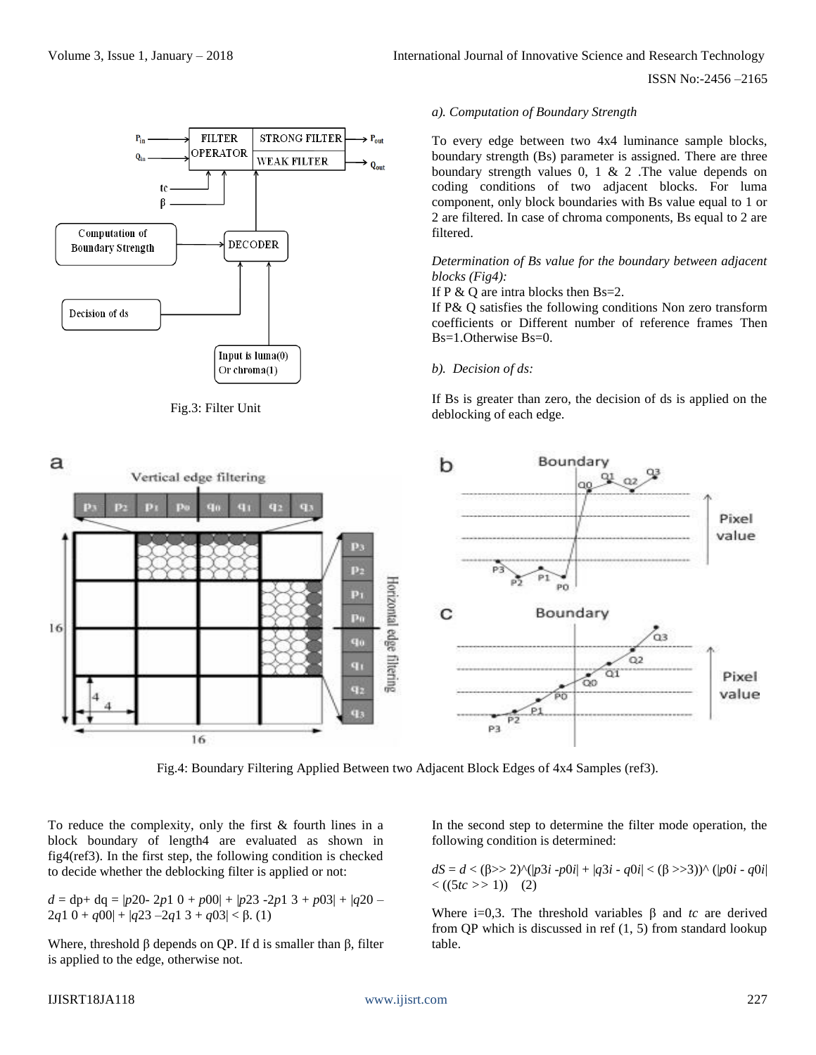Fig.3: Filter Unit

*a). Computation of Boundary Strength*

To every edge between two 4x4 luminance sample blocks, boundary strength (Bs) parameter is assigned. There are three boundary strength values 0, 1 & 2 .The value depends on coding conditions of two adjacent blocks. For luma component, only block boundaries with Bs value equal to 1 or 2 are filtered. In case of chroma components, Bs equal to 2 are filtered.

*Determination of Bs value for the boundary between adjacent blocks (Fig4):*

If P & Q are intra blocks then Bs=2.

If P& Q satisfies the following conditions Non zero transform coefficients or Different number of reference frames Then Bs=1.Otherwise Bs=0.

*b). Decision of ds:*

If Bs is greater than zero, the decision of ds is applied on the deblocking of each edge.

Fig.4: Boundary Filtering Applied Between two Adjacent Block Edges of 4x4 Samples (ref3).

To reduce the complexity, only the first & fourth lines in a block boundary of length4 are evaluated as shown in fig4(ref3). In the first step, the following condition is checked to decide whether the deblocking filter is applied or not:

$d$ = dp+ dq = $|p20 - 2p1\ 0 + p00| + |p23 - 2p1\ 3 + p03| + |q20 - 2q1\ 0 + q00| + |q23 - 2q1\ 3 + q03| < \beta$. (1)

Where, threshold $\beta$ depends on QP. If d is smaller than $\beta$, filter is applied to the edge, otherwise not.

In the second step to determine the filter mode operation, the following condition is determined:

$dS = d < (\beta >> 2)\wedge(|p3i - p0i| + |q3i - q0i| < (\beta >> 3))\wedge(|p0i - q0i| < ((5tc >> 1))$ (2)

Where i=0,3. The threshold variables $\beta$ and $tc$ are derived from QP which is discussed in ref (1, 5) from standard lookup table.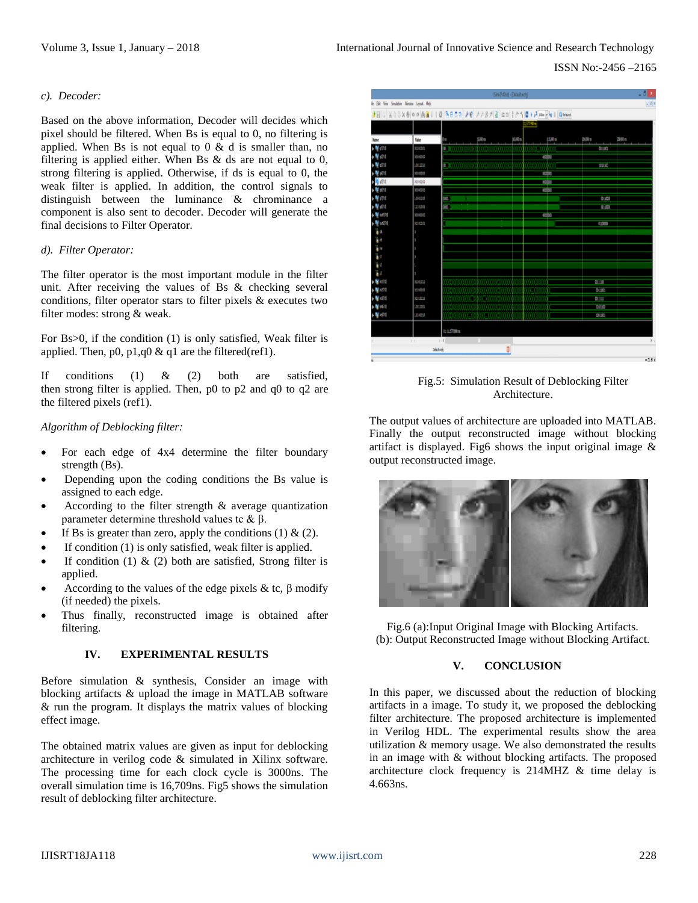*c). Decoder:*

Based on the above information, Decoder will decides which pixel should be filtered. When Bs is equal to 0, no filtering is applied. When Bs is not equal to 0 & is smaller than, no filtering is applied either. When Bs & ds are not equal to 0, strong filtering is applied. Otherwise, if ds is equal to 0, the weak filter is applied. In addition, the control signals to distinguish between the luminance & chrominance a component is also sent to decoder. Decoder will generate the final decisions to Filter Operator.

*d). Filter Operator:*

The filter operator is the most important module in the filter unit. After receiving the values of Bs & checking several conditions, filter operator stars to filter pixels & executes two filter modes: strong & weak.

For Bs>0, if the condition (1) is only satisfied, Weak filter is applied. Then, p0, p1,q0 & q1 are the filtered(ref1).

If conditions (1) & (2) both are satisfied, then strong filter is applied. Then, p0 to p2 and q0 to q2 are the filtered pixels (ref1).

*Algorithm of Deblocking filter:*

- For each edge of 4x4 determine the filter boundary strength (Bs).
- Depending upon the coding conditions the Bs value is assigned to each edge.
- According to the filter strength & average quantization parameter determine threshold values tc & β.
- If Bs is greater than zero, apply the conditions (1) & (2).
- If condition (1) is only satisfied, weak filter is applied.
- If condition (1) & (2) both are satisfied, Strong filter is applied.
- According to the values of the edge pixels & tc, β modify (if needed) the pixels.
- Thus finally, reconstructed image is obtained after filtering.

## IV. EXPERIMENTAL RESULTS

Before simulation & synthesis, Consider an image with blocking artifacts & upload the image in MATLAB software & run the program. It displays the matrix values of blocking effect image.

The obtained matrix values are given as input for deblocking architecture in verilog code & simulated in Xilinx software. The processing time for each clock cycle is 3000ns. The overall simulation time is 16,709ns. Fig5 shows the simulation result of deblocking filter architecture.

Fig.5: Simulation Result of Deblocking Filter Architecture.

The output values of architecture are uploaded into MATLAB. Finally the output reconstructed image without blocking artifact is displayed. Fig6 shows the input original image & output reconstructed image.

Fig.6 (a):Input Original Image with Blocking Artifacts.
(b): Output Reconstructed Image without Blocking Artifact.

## V. CONCLUSION

In this paper, we discussed about the reduction of blocking artifacts in a image. To study it, we proposed the deblocking filter architecture. The proposed architecture is implemented in Verilog HDL. The experimental results show the area utilization & memory usage. We also demonstrated the results in an image with & without blocking artifacts. The proposed architecture clock frequency is 214MHZ & time delay is 4.663ns.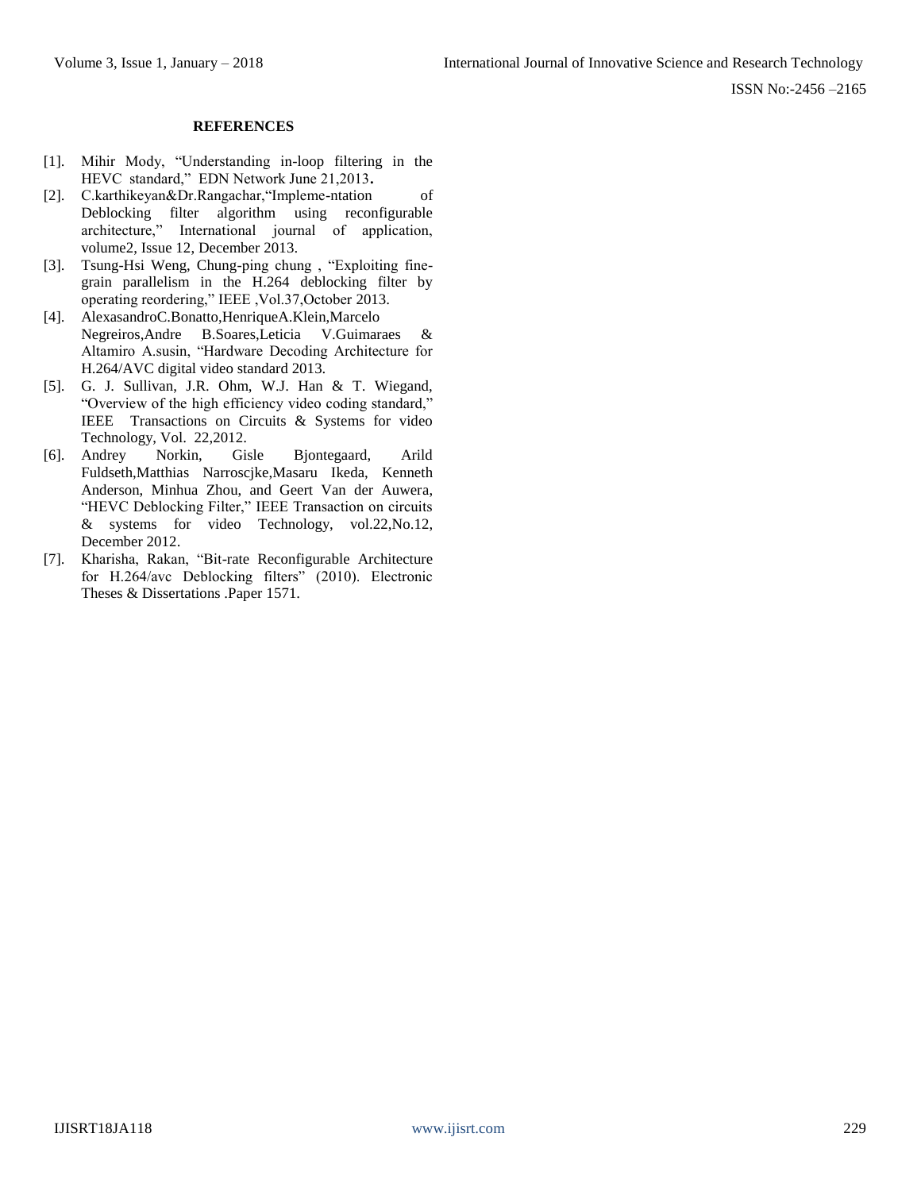## REFERENCES

[1]. Mihir Mody, "Understanding in-loop filtering in the HEVC standard," EDN Network June 21,2013.

[2]. C.karthikeyan&Dr.Rangachar,"Impleme-ntation of Deblocking filter algorithm using reconfigurable architecture," International journal of application, volume2, Issue 12, December 2013.

[3]. Tsung-Hsi Weng, Chung-ping chung , "Exploiting fine-grain parallelism in the H.264 deblocking filter by operating reordering," IEEE ,Vol.37,October 2013.

[4]. AlexasandroC.Bonatto,HenriqueA.Klein,Marcelo Negreiros,Andre B.Soares,Leticia V.Guimaraes & Altamiro A.susin, "Hardware Decoding Architecture for H.264/AVC digital video standard 2013.

[5]. G. J. Sullivan, J.R. Ohm, W.J. Han & T. Wiegand, "Overview of the high efficiency video coding standard," IEEE Transactions on Circuits & Systems for video Technology, Vol. 22,2012.

[6]. Andrey Norkin, Gisle Bjontegaard, Arild Fuldseth,Matthias Narroscjke,Masaru Ikeda, Kenneth Anderson, Minhua Zhou, and Geert Van der Auwera, "HEVC Deblocking Filter," IEEE Transaction on circuits & systems for video Technology, vol.22,No.12, December 2012.

[7]. Kharisha, Rakan, "Bit-rate Reconfigurable Architecture for H.264/avc Deblocking filters" (2010). Electronic Theses & Dissertations .Paper 1571.